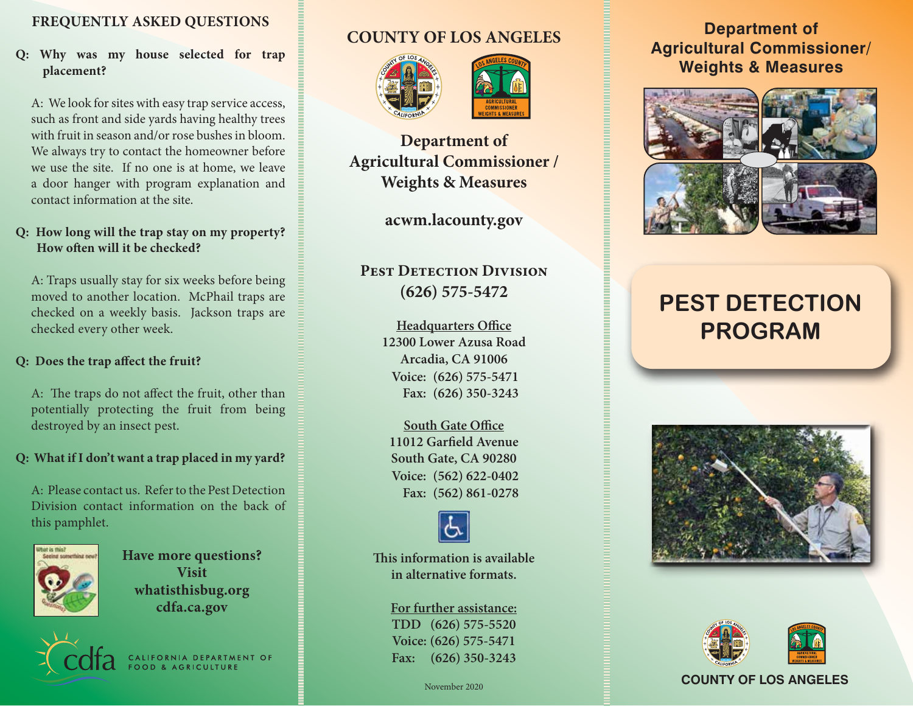## FREQUENTLY ASKED QUESTIONS

**Q: Why was my house selected for trap placement?**

A: We look for sites with easy trap service access, such as front and side yards having healthy trees with fruit in season and/or rose bushes in bloom. We always try to contact the homeowner before we use the site. If no one is at home, we leave a door hanger with program explanation and contact information at the site.

**Q: How long will the trap stay on my property? How often will it be checked?**

A: Traps usually stay for six weeks before being moved to another location. McPhail traps are checked on a weekly basis. Jackson traps are checked every other week.

**Q: Does the trap affect the fruit?**

A: The traps do not affect the fruit, other than potentially protecting the fruit from being destroyed by an insect pest.

**Q: What if I don't want a trap placed in my yard?**

A: Please contact us. Refer to the Pest Detection Division contact information on the back of this pamphlet.

**Have more questions? Visit whatisthisbug.org cdfa.ca.gov**

cdfa CALIFORNIA DEPARTMENT OF FOOD & AGRICULTURE

## COUNTY OF LOS ANGELES

### Department of Agricultural Commissioner / Weights & Measures

**acwm.lacounty.gov**

### PEST DETECTION DIVISION
### (626) 575-5472

**Headquarters Office**
12300 Lower Azusa Road
Arcadia, CA 91006
Voice: (626) 575-5471
Fax: (626) 350-3243

**South Gate Office**
11012 Garfield Avenue
South Gate, CA 90280
Voice: (562) 622-0402
Fax: (562) 861-0278

This information is available in alternative formats.

**For further assistance:**
TDD (626) 575-5520
Voice: (626) 575-5471
Fax: (626) 350-3243

November 2020

## Department of Agricultural Commissioner/ Weights & Measures

# PEST DETECTION PROGRAM

COUNTY OF LOS ANGELES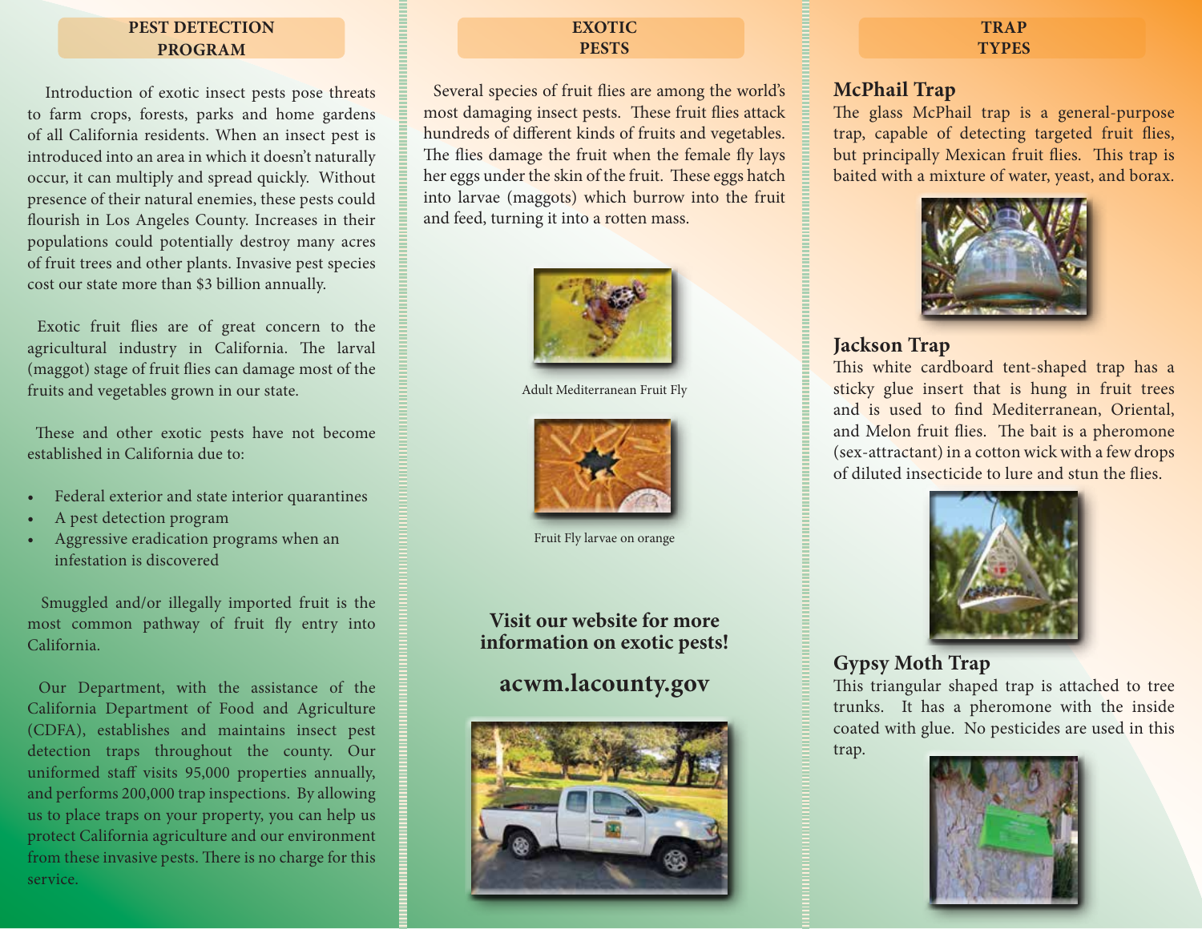## PEST DETECTION PROGRAM

Introduction of exotic insect pests pose threats to farm crops, forests, parks and home gardens of all California residents. When an insect pest is introduced into an area in which it doesn't naturally occur, it can multiply and spread quickly. Without presence of their natural enemies, these pests could flourish in Los Angeles County. Increases in their populations could potentially destroy many acres of fruit trees and other plants. Invasive pest species cost our state more than $3 billion annually.

Exotic fruit flies are of great concern to the agricultural industry in California. The larval (maggot) stage of fruit flies can damage most of the fruits and vegetables grown in our state.

These and other exotic pests have not become established in California due to:

- Federal exterior and state interior quarantines
- A pest detection program
- Aggressive eradication programs when an infestation is discovered

Smuggled and/or illegally imported fruit is the most common pathway of fruit fly entry into California.

Our Department, with the assistance of the California Department of Food and Agriculture (CDFA), establishes and maintains insect pest detection traps throughout the county. Our uniformed staff visits 95,000 properties annually, and performs 200,000 trap inspections. By allowing us to place traps on your property, you can help us protect California agriculture and our environment from these invasive pests. There is no charge for this service.

## EXOTIC PESTS

Several species of fruit flies are among the world's most damaging insect pests. These fruit flies attack hundreds of different kinds of fruits and vegetables. The flies damage the fruit when the female fly lays her eggs under the skin of the fruit. These eggs hatch into larvae (maggots) which burrow into the fruit and feed, turning it into a rotten mass.

Adult Mediterranean Fruit Fly

Fruit Fly larvae on orange

**Visit our website for more information on exotic pests!**

**acwm.lacounty.gov**

## TRAP TYPES

### McPhail Trap

The glass McPhail trap is a general-purpose trap, capable of detecting targeted fruit flies, but principally Mexican fruit flies. This trap is baited with a mixture of water, yeast, and borax.

### Jackson Trap

This white cardboard tent-shaped trap has a sticky glue insert that is hung in fruit trees and is used to find Mediterranean, Oriental, and Melon fruit flies. The bait is a pheromone (sex-attractant) in a cotton wick with a few drops of diluted insecticide to lure and stun the flies.

### Gypsy Moth Trap

This triangular shaped trap is attached to tree trunks. It has a pheromone with the inside coated with glue. No pesticides are used in this trap.